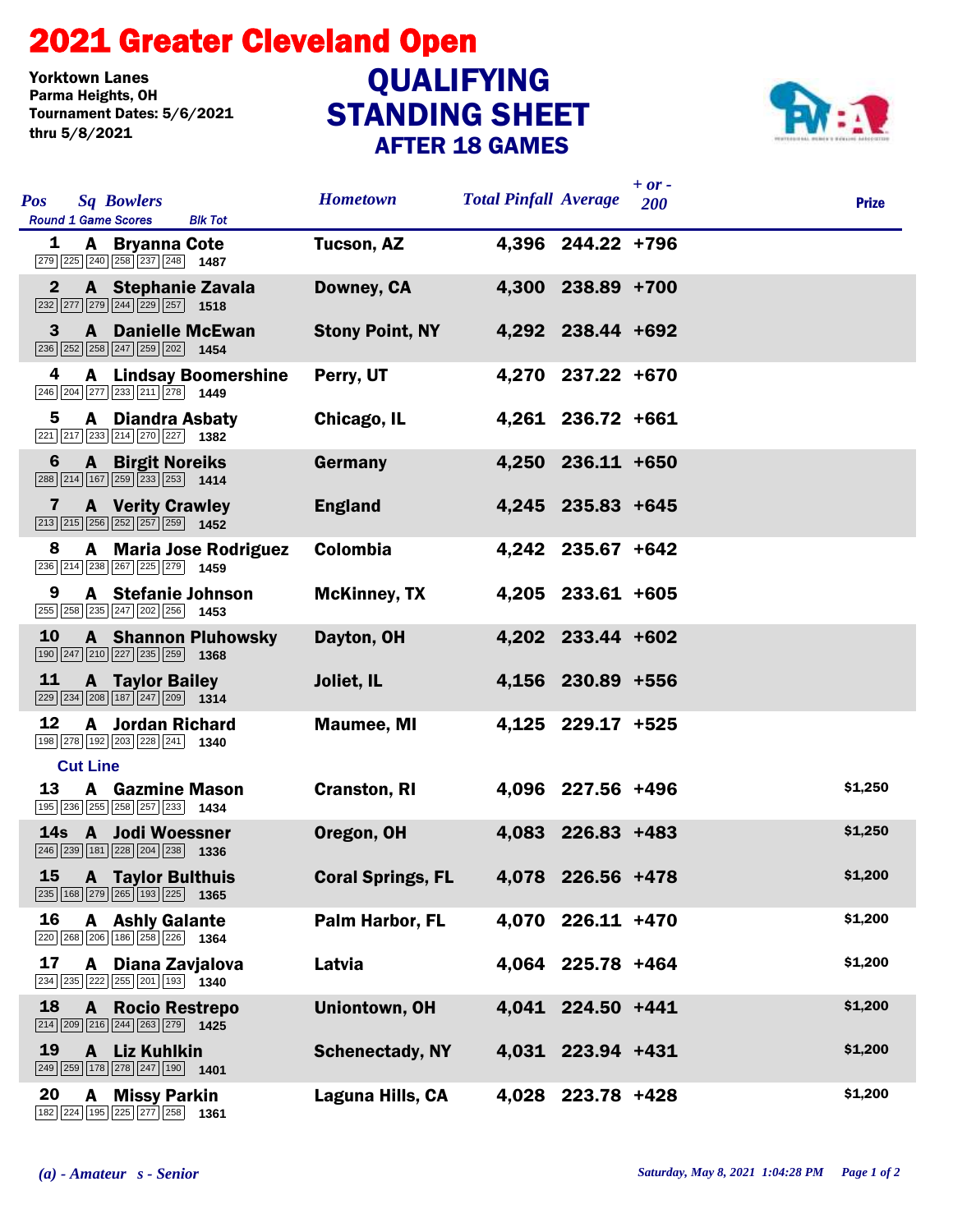# 2021 Greater Cleveland Open

Yorktown Lanes
Parma Heights, OH
Tournament Dates: 5/6/2021 thru 5/8/2021

## QUALIFYING STANDING SHEET
### AFTER 18 GAMES

| Pos | Sq | Bowlers | Round 1 Game Scores | Blk Tot | Hometown | Total Pinfall | Average | + or - 200 | Prize |
|---|---|---|---|---|---|---|---|---|---|
| 1 | A | Bryanna Cote | 279 225 240 258 237 248 | 1487 | Tucson, AZ | 4,396 | 244.22 | +796 | |
| 2 | A | Stephanie Zavala | 232 277 279 244 229 257 | 1518 | Downey, CA | 4,300 | 238.89 | +700 | |
| 3 | A | Danielle McEwan | 236 252 258 247 259 202 | 1454 | Stony Point, NY | 4,292 | 238.44 | +692 | |
| 4 | A | Lindsay Boomershine | 246 204 277 233 211 278 | 1449 | Perry, UT | 4,270 | 237.22 | +670 | |
| 5 | A | Diandra Asbaty | 221 217 233 214 270 227 | 1382 | Chicago, IL | 4,261 | 236.72 | +661 | |
| 6 | A | Birgit Noreiks | 288 214 167 259 233 253 | 1414 | Germany | 4,250 | 236.11 | +650 | |
| 7 | A | Verity Crawley | 213 215 256 252 257 259 | 1452 | England | 4,245 | 235.83 | +645 | |
| 8 | A | Maria Jose Rodriguez | 236 214 238 267 225 279 | 1459 | Colombia | 4,242 | 235.67 | +642 | |
| 9 | A | Stefanie Johnson | 255 258 235 247 202 256 | 1453 | McKinney, TX | 4,205 | 233.61 | +605 | |
| 10 | A | Shannon Pluhowsky | 190 247 210 227 235 259 | 1368 | Dayton, OH | 4,202 | 233.44 | +602 | |
| 11 | A | Taylor Bailey | 229 234 208 187 247 209 | 1314 | Joliet, IL | 4,156 | 230.89 | +556 | |
| 12 | A | Jordan Richard | 198 278 192 203 228 241 | 1340 | Maumee, MI | 4,125 | 229.17 | +525 | |
| **Cut Line** | | | | | | | | | |
| 13 | A | Gazmine Mason | 195 236 255 258 257 233 | 1434 | Cranston, RI | 4,096 | 227.56 | +496 | $1,250 |
| 14s | A | Jodi Woessner | 246 239 181 228 204 238 | 1336 | Oregon, OH | 4,083 | 226.83 | +483 | $1,250 |
| 15 | A | Taylor Bulthuis | 235 168 279 265 193 225 | 1365 | Coral Springs, FL | 4,078 | 226.56 | +478 | $1,200 |
| 16 | A | Ashly Galante | 220 268 206 186 258 226 | 1364 | Palm Harbor, FL | 4,070 | 226.11 | +470 | $1,200 |
| 17 | A | Diana Zavjalova | 234 235 222 255 201 193 | 1340 | Latvia | 4,064 | 225.78 | +464 | $1,200 |
| 18 | A | Rocio Restrepo | 214 209 216 244 263 279 | 1425 | Uniontown, OH | 4,041 | 224.50 | +441 | $1,200 |
| 19 | A | Liz Kuhlkin | 249 259 178 278 247 190 | 1401 | Schenectady, NY | 4,031 | 223.94 | +431 | $1,200 |
| 20 | A | Missy Parkin | 182 224 195 225 277 258 | 1361 | Laguna Hills, CA | 4,028 | 223.78 | +428 | $1,200 |

*(a) - Amateur s - Senior*

*Saturday, May 8, 2021 1:04:28 PM*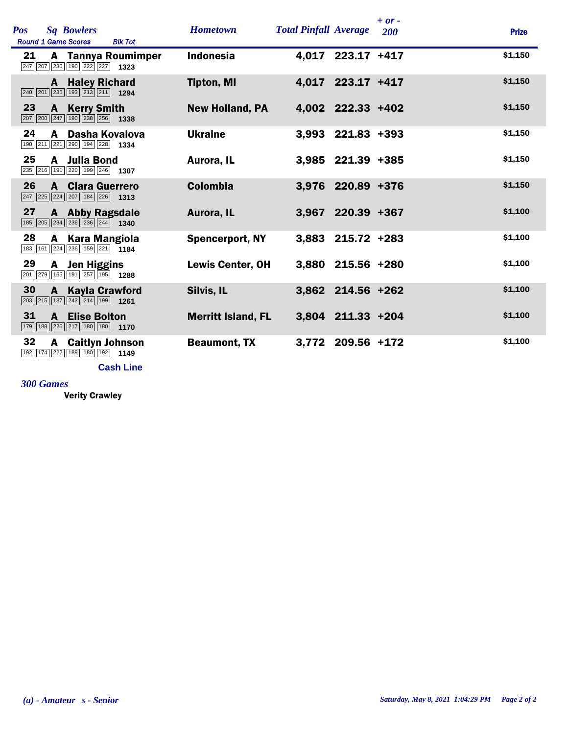| Pos | Sq | Bowlers | Round 1 Game Scores | Blk Tot | Hometown | Total Pinfall | Average | + or - 200 | Prize |
|---|---|---|---|---|---|---|---|---|---|
| 21 | A | Tannya Roumimper | 247 207 230 190 222 227 | 1323 | Indonesia | 4,017 | 223.17 | +417 | $1,150 |
| | A | Haley Richard | 240 201 236 193 213 211 | 1294 | Tipton, MI | 4,017 | 223.17 | +417 | $1,150 |
| 23 | A | Kerry Smith | 207 200 247 190 238 256 | 1338 | New Holland, PA | 4,002 | 222.33 | +402 | $1,150 |
| 24 | A | Dasha Kovalova | 190 211 221 290 194 228 | 1334 | Ukraine | 3,993 | 221.83 | +393 | $1,150 |
| 25 | A | Julia Bond | 235 216 191 220 199 246 | 1307 | Aurora, IL | 3,985 | 221.39 | +385 | $1,150 |
| 26 | A | Clara Guerrero | 247 225 224 207 184 226 | 1313 | Colombia | 3,976 | 220.89 | +376 | $1,150 |
| 27 | A | Abby Ragsdale | 185 205 234 236 236 244 | 1340 | Aurora, IL | 3,967 | 220.39 | +367 | $1,100 |
| 28 | A | Kara Mangiola | 183 161 224 236 159 221 | 1184 | Spencerport, NY | 3,883 | 215.72 | +283 | $1,100 |
| 29 | A | Jen Higgins | 201 279 165 191 257 195 | 1288 | Lewis Center, OH | 3,880 | 215.56 | +280 | $1,100 |
| 30 | A | Kayla Crawford | 203 215 187 243 214 199 | 1261 | Silvis, IL | 3,862 | 214.56 | +262 | $1,100 |
| 31 | A | Elise Bolton | 179 188 226 217 180 180 | 1170 | Merritt Island, FL | 3,804 | 211.33 | +204 | $1,100 |
| 32 | A | Caitlyn Johnson | 192 174 222 189 180 192 | 1149 | Beaumont, TX | 3,772 | 209.56 | +172 | $1,100 |

**Cash Line**

*300 Games*

Verity Crawley

*(a) - Amateur s - Senior*

*Saturday, May 8, 2021 1:04:29 PM*